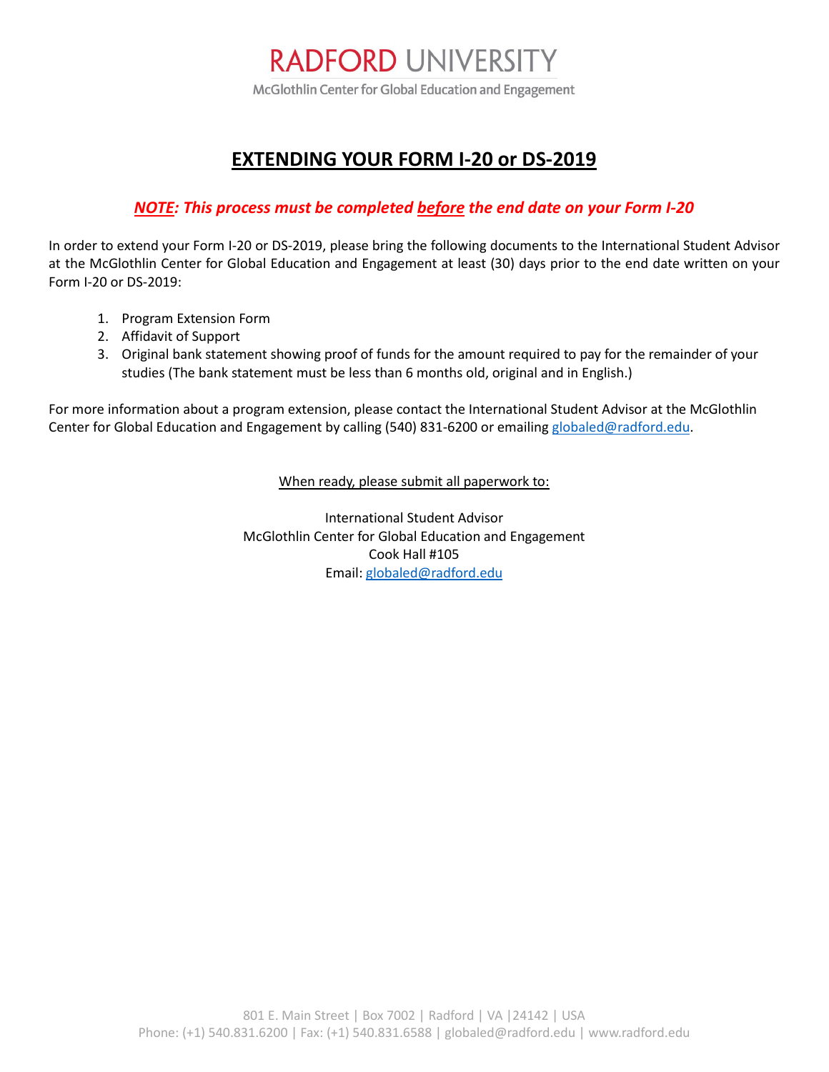RADFORD UNIVERSITY

McGlothlin Center for Global Education and Engagement

# EXTENDING YOUR FORM I-20 or DS-2019

***NOTE: This process must be completed before the end date on your Form I-20***

In order to extend your Form I-20 or DS-2019, please bring the following documents to the International Student Advisor at the McGlothlin Center for Global Education and Engagement at least (30) days prior to the end date written on your Form I-20 or DS-2019:

1. Program Extension Form
2. Affidavit of Support
3. Original bank statement showing proof of funds for the amount required to pay for the remainder of your studies (The bank statement must be less than 6 months old, original and in English.)

For more information about a program extension, please contact the International Student Advisor at the McGlothlin Center for Global Education and Engagement by calling (540) 831-6200 or emailing globaled@radford.edu.

When ready, please submit all paperwork to:

International Student Advisor
McGlothlin Center for Global Education and Engagement
Cook Hall #105
Email: globaled@radford.edu

801 E. Main Street | Box 7002 | Radford | VA |24142 | USA
Phone: (+1) 540.831.6200 | Fax: (+1) 540.831.6588 | globaled@radford.edu | www.radford.edu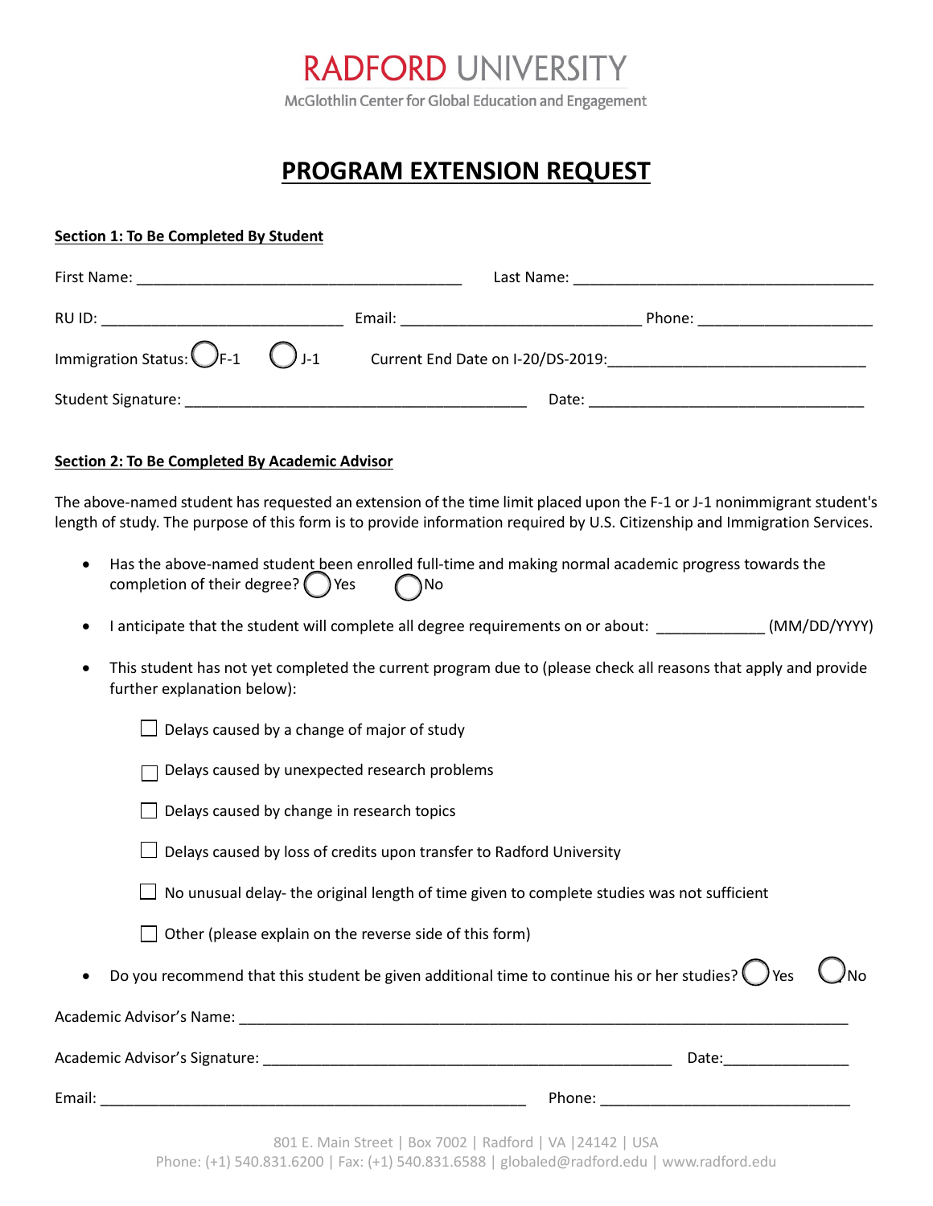RADFORD UNIVERSITY

McGlothlin Center for Global Education and Engagement

# PROGRAM EXTENSION REQUEST

**Section 1: To Be Completed By Student**

First Name: ______________________________________ Last Name: ___________________________________

RU ID: ____________________________ Email: ____________________________ Phone: ____________________

Immigration Status: ◯ F-1 ◯ J-1 Current End Date on I-20/DS-2019: ____________________________

Student Signature: ________________________________________ Date: ________________________________

**Section 2: To Be Completed By Academic Advisor**

The above-named student has requested an extension of the time limit placed upon the F-1 or J-1 nonimmigrant student's length of study. The purpose of this form is to provide information required by U.S. Citizenship and Immigration Services.

- Has the above-named student been enrolled full-time and making normal academic progress towards the completion of their degree? ◯ Yes ◯ No
- I anticipate that the student will complete all degree requirements on or about: ____________ (MM/DD/YYYY)
- This student has not yet completed the current program due to (please check all reasons that apply and provide further explanation below):

  - ☐ Delays caused by a change of major of study
  - ☐ Delays caused by unexpected research problems
  - ☐ Delays caused by change in research topics
  - ☐ Delays caused by loss of credits upon transfer to Radford University
  - ☐ No unusual delay- the original length of time given to complete studies was not sufficient
  - ☐ Other (please explain on the reverse side of this form)

- Do you recommend that this student be given additional time to continue his or her studies? ◯ Yes ◯ No

Academic Advisor's Name: ____________________________________________________________________

Academic Advisor's Signature: ________________________________________________ Date: ______________

Email: __________________________________________________ Phone: _____________________________

801 E. Main Street | Box 7002 | Radford | VA |24142 | USA
Phone: (+1) 540.831.6200 | Fax: (+1) 540.831.6588 | globaled@radford.edu | www.radford.edu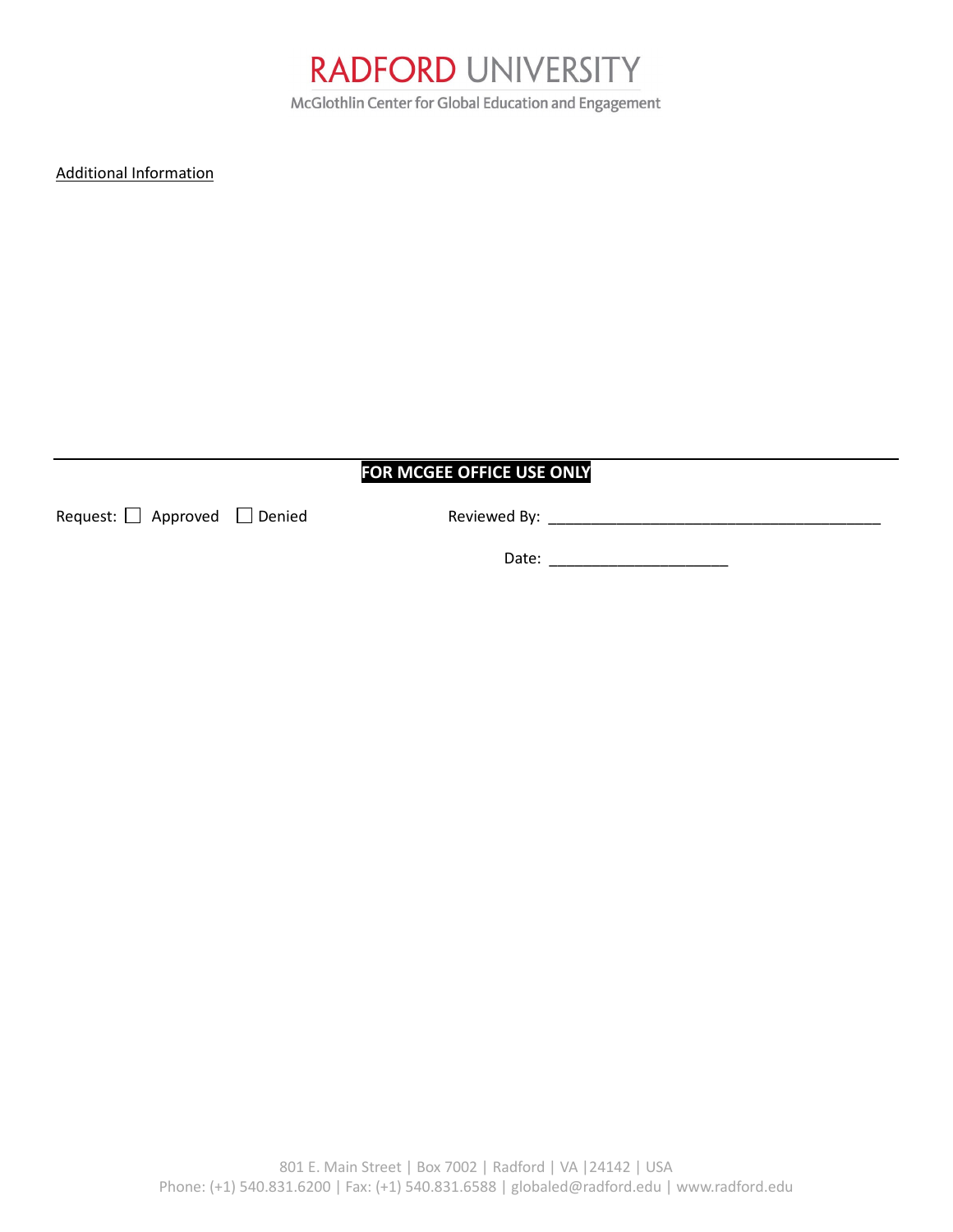Additional Information

---

**FOR MCGEE OFFICE USE ONLY**

Request: ☐ Approved ☐ Denied

Reviewed By: ________________________________________

Date: _____________________